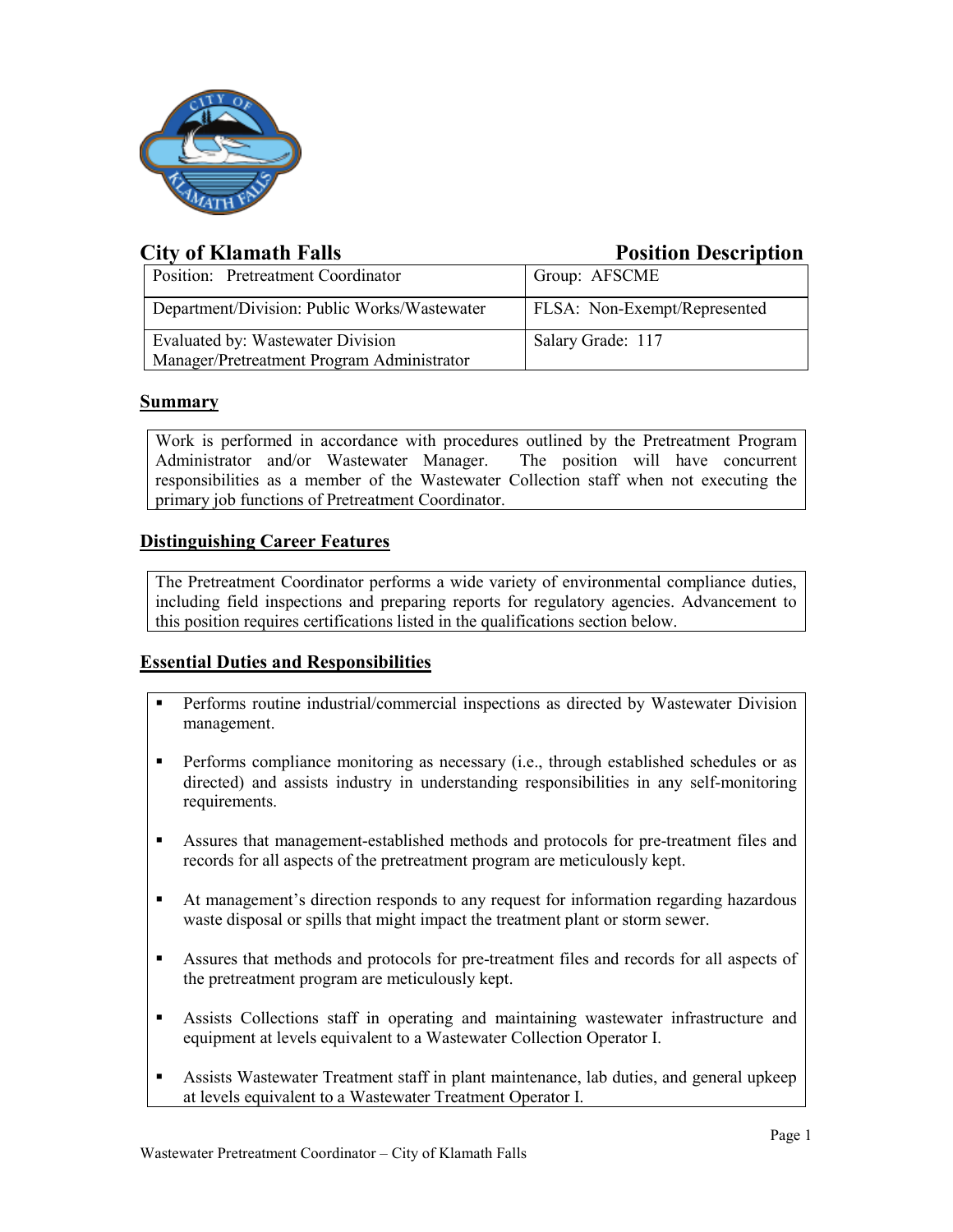# City of Klamath Falls — Position Description

| Position: Pretreatment Coordinator | Group: AFSCME |
|---|---|
| Department/Division: Public Works/Wastewater | FLSA: Non-Exempt/Represented |
| Evaluated by: Wastewater Division Manager/Pretreatment Program Administrator | Salary Grade: 117 |

## Summary

Work is performed in accordance with procedures outlined by the Pretreatment Program Administrator and/or Wastewater Manager. The position will have concurrent responsibilities as a member of the Wastewater Collection staff when not executing the primary job functions of Pretreatment Coordinator.

## Distinguishing Career Features

The Pretreatment Coordinator performs a wide variety of environmental compliance duties, including field inspections and preparing reports for regulatory agencies. Advancement to this position requires certifications listed in the qualifications section below.

## Essential Duties and Responsibilities

- Performs routine industrial/commercial inspections as directed by Wastewater Division management.
- Performs compliance monitoring as necessary (i.e., through established schedules or as directed) and assists industry in understanding responsibilities in any self-monitoring requirements.
- Assures that management-established methods and protocols for pre-treatment files and records for all aspects of the pretreatment program are meticulously kept.
- At management's direction responds to any request for information regarding hazardous waste disposal or spills that might impact the treatment plant or storm sewer.
- Assures that methods and protocols for pre-treatment files and records for all aspects of the pretreatment program are meticulously kept.
- Assists Collections staff in operating and maintaining wastewater infrastructure and equipment at levels equivalent to a Wastewater Collection Operator I.
- Assists Wastewater Treatment staff in plant maintenance, lab duties, and general upkeep at levels equivalent to a Wastewater Treatment Operator I.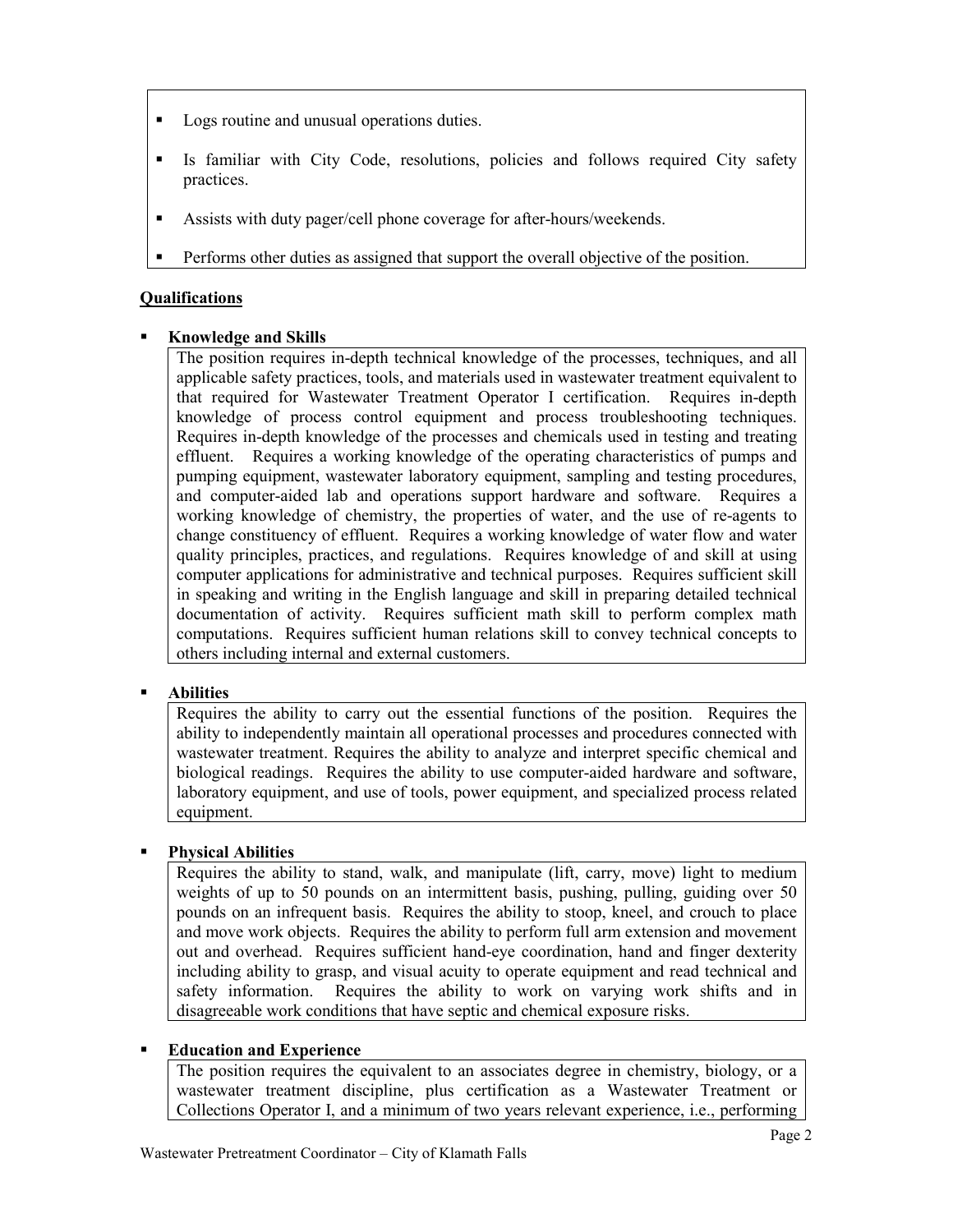- Logs routine and unusual operations duties.
- Is familiar with City Code, resolutions, policies and follows required City safety practices.
- Assists with duty pager/cell phone coverage for after-hours/weekends.
- Performs other duties as assigned that support the overall objective of the position.

## Qualifications

- **Knowledge and Skills**

  The position requires in-depth technical knowledge of the processes, techniques, and all applicable safety practices, tools, and materials used in wastewater treatment equivalent to that required for Wastewater Treatment Operator I certification. Requires in-depth knowledge of process control equipment and process troubleshooting techniques. Requires in-depth knowledge of the processes and chemicals used in testing and treating effluent. Requires a working knowledge of the operating characteristics of pumps and pumping equipment, wastewater laboratory equipment, sampling and testing procedures, and computer-aided lab and operations support hardware and software. Requires a working knowledge of chemistry, the properties of water, and the use of re-agents to change constituency of effluent. Requires a working knowledge of water flow and water quality principles, practices, and regulations. Requires knowledge of and skill at using computer applications for administrative and technical purposes. Requires sufficient skill in speaking and writing in the English language and skill in preparing detailed technical documentation of activity. Requires sufficient math skill to perform complex math computations. Requires sufficient human relations skill to convey technical concepts to others including internal and external customers.

- **Abilities**

  Requires the ability to carry out the essential functions of the position. Requires the ability to independently maintain all operational processes and procedures connected with wastewater treatment. Requires the ability to analyze and interpret specific chemical and biological readings. Requires the ability to use computer-aided hardware and software, laboratory equipment, and use of tools, power equipment, and specialized process related equipment.

- **Physical Abilities**

  Requires the ability to stand, walk, and manipulate (lift, carry, move) light to medium weights of up to 50 pounds on an intermittent basis, pushing, pulling, guiding over 50 pounds on an infrequent basis. Requires the ability to stoop, kneel, and crouch to place and move work objects. Requires the ability to perform full arm extension and movement out and overhead. Requires sufficient hand-eye coordination, hand and finger dexterity including ability to grasp, and visual acuity to operate equipment and read technical and safety information. Requires the ability to work on varying work shifts and in disagreeable work conditions that have septic and chemical exposure risks.

- **Education and Experience**

  The position requires the equivalent to an associates degree in chemistry, biology, or a wastewater treatment discipline, plus certification as a Wastewater Treatment or Collections Operator I, and a minimum of two years relevant experience, i.e., performing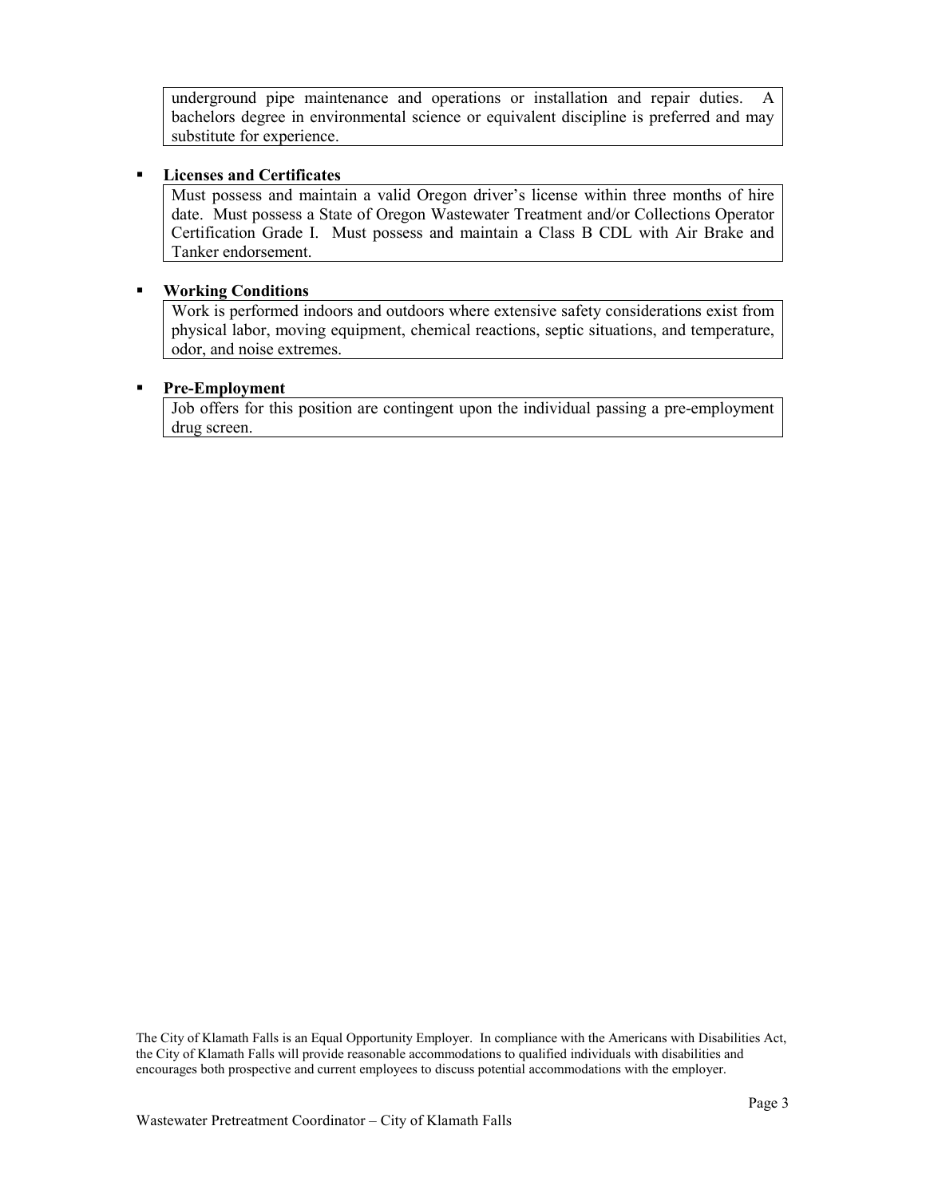underground pipe maintenance and operations or installation and repair duties. A bachelors degree in environmental science or equivalent discipline is preferred and may substitute for experience.

- **Licenses and Certificates**

  Must possess and maintain a valid Oregon driver's license within three months of hire date. Must possess a State of Oregon Wastewater Treatment and/or Collections Operator Certification Grade I. Must possess and maintain a Class B CDL with Air Brake and Tanker endorsement.

- **Working Conditions**

  Work is performed indoors and outdoors where extensive safety considerations exist from physical labor, moving equipment, chemical reactions, septic situations, and temperature, odor, and noise extremes.

- **Pre-Employment**

  Job offers for this position are contingent upon the individual passing a pre-employment drug screen.

The City of Klamath Falls is an Equal Opportunity Employer. In compliance with the Americans with Disabilities Act, the City of Klamath Falls will provide reasonable accommodations to qualified individuals with disabilities and encourages both prospective and current employees to discuss potential accommodations with the employer.